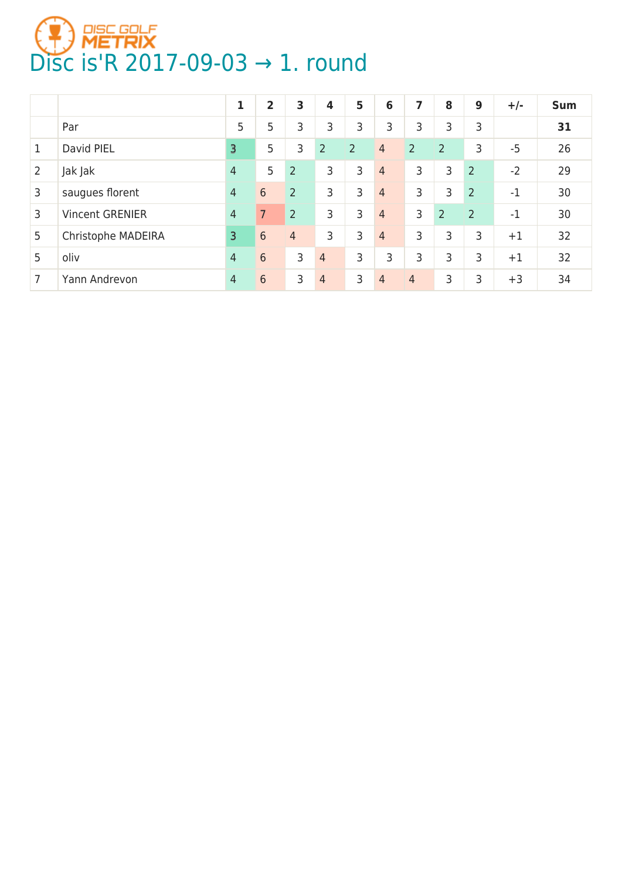DISC GOLF METRIX

# Disc is'R 2017-09-03 → 1. round

| | | 1 | 2 | 3 | 4 | 5 | 6 | 7 | 8 | 9 | +/- | Sum |
|---|---|---|---|---|---|---|---|---|---|---|---|---|
| | Par | 5 | 5 | 3 | 3 | 3 | 3 | 3 | 3 | 3 | | **31** |
| 1 | David PIEL | 3 | 5 | 3 | 2 | 2 | 4 | 2 | 2 | 3 | -5 | 26 |
| 2 | Jak Jak | 4 | 5 | 2 | 3 | 3 | 4 | 3 | 3 | 2 | -2 | 29 |
| 3 | saugues florent | 4 | 6 | 2 | 3 | 3 | 4 | 3 | 3 | 2 | -1 | 30 |
| 3 | Vincent GRENIER | 4 | 7 | 2 | 3 | 3 | 4 | 3 | 2 | 2 | -1 | 30 |
| 5 | Christophe MADEIRA | 3 | 6 | 4 | 3 | 3 | 4 | 3 | 3 | 3 | +1 | 32 |
| 5 | oliv | 4 | 6 | 3 | 4 | 3 | 3 | 3 | 3 | 3 | +1 | 32 |
| 7 | Yann Andrevon | 4 | 6 | 3 | 4 | 3 | 4 | 4 | 3 | 3 | +3 | 34 |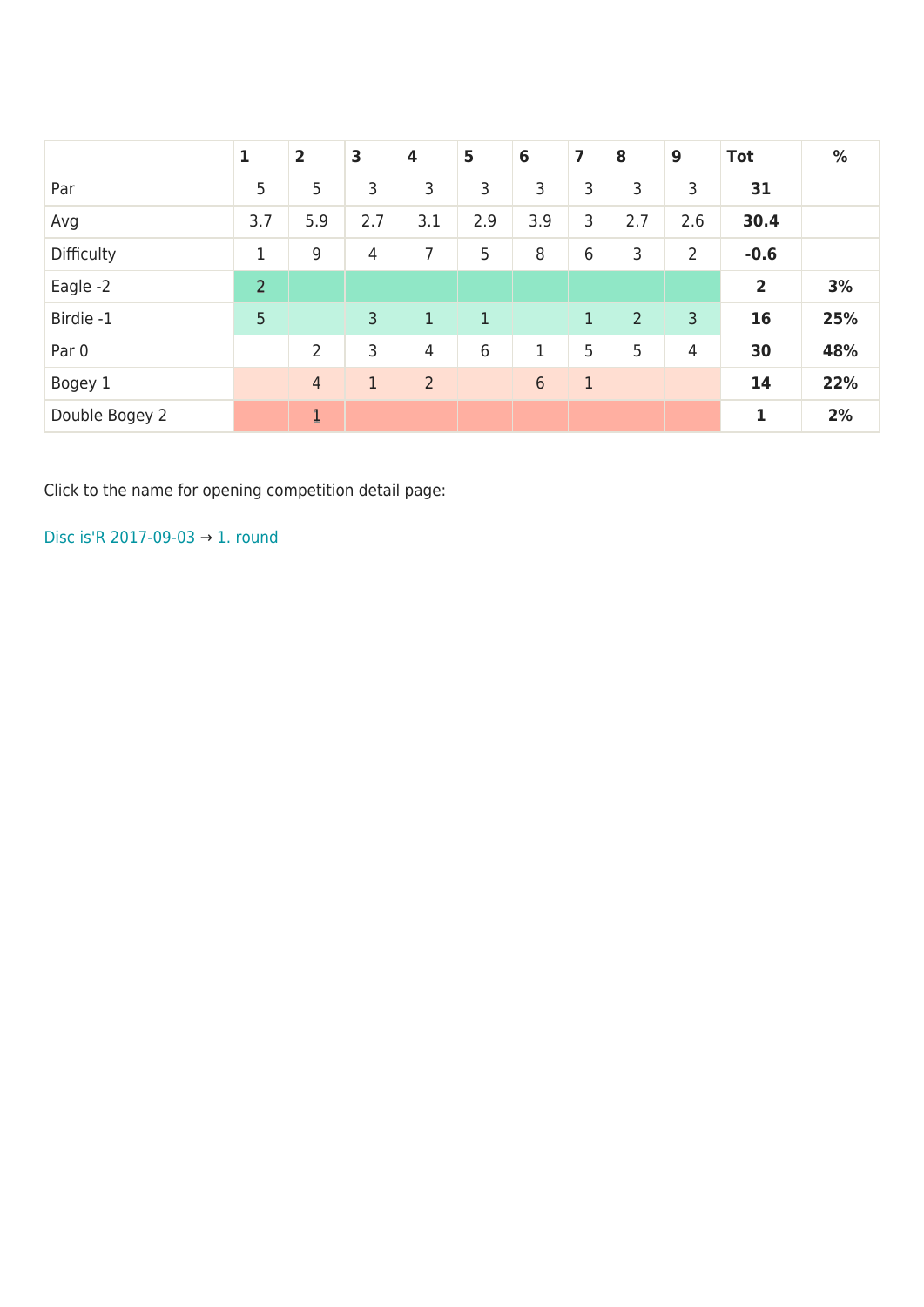| | 1 | 2 | 3 | 4 | 5 | 6 | 7 | 8 | 9 | Tot | % |
|---|---|---|---|---|---|---|---|---|---|---|---|
| Par | 5 | 5 | 3 | 3 | 3 | 3 | 3 | 3 | 3 | **31** | |
| Avg | 3.7 | 5.9 | 2.7 | 3.1 | 2.9 | 3.9 | 3 | 2.7 | 2.6 | **30.4** | |
| Difficulty | 1 | 9 | 4 | 7 | 5 | 8 | 6 | 3 | 2 | **-0.6** | |
| Eagle -2 | 2 | | | | | | | | | **2** | **3%** |
| Birdie -1 | 5 | | 3 | 1 | 1 | | 1 | 2 | 3 | **16** | **25%** |
| Par 0 | | 2 | 3 | 4 | 6 | 1 | 5 | 5 | 4 | **30** | **48%** |
| Bogey 1 | | 4 | 1 | 2 | | 6 | 1 | | | **14** | **22%** |
| Double Bogey 2 | | 1 | | | | | | | | **1** | **2%** |

Click to the name for opening competition detail page:

Disc is'R 2017-09-03 → 1. round